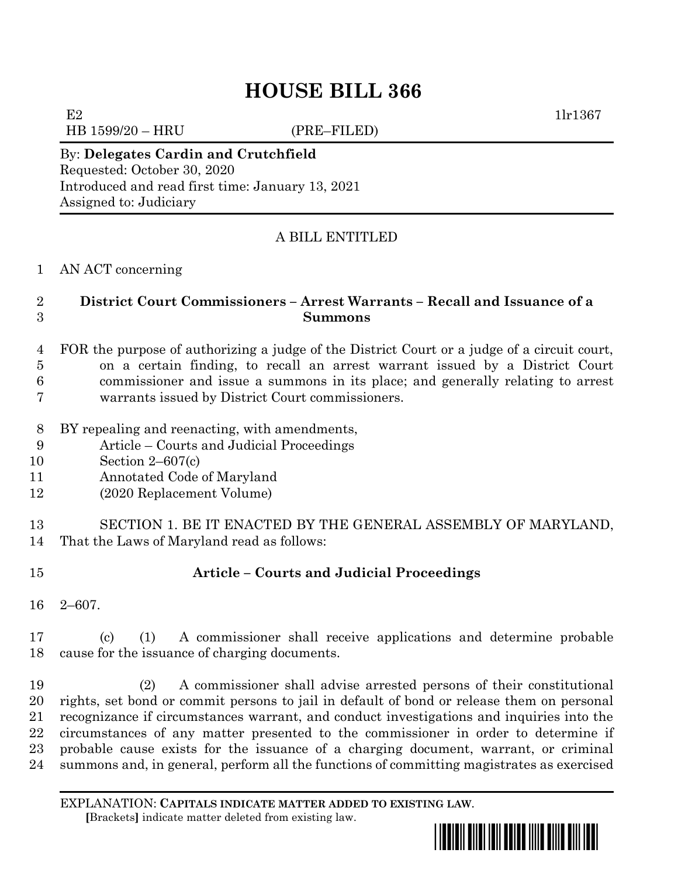# HOUSE BILL 366

E2 1lr1367
HB 1599/20 – HRU (PRE–FILED)

By: **Delegates Cardin and Crutchfield**
Requested: October 30, 2020
Introduced and read first time: January 13, 2021
Assigned to: Judiciary

A BILL ENTITLED

AN ACT concerning

**District Court Commissioners – Arrest Warrants – Recall and Issuance of a Summons**

FOR the purpose of authorizing a judge of the District Court or a judge of a circuit court, on a certain finding, to recall an arrest warrant issued by a District Court commissioner and issue a summons in its place; and generally relating to arrest warrants issued by District Court commissioners.

BY repealing and reenacting, with amendments,
Article – Courts and Judicial Proceedings
Section 2–607(c)
Annotated Code of Maryland
(2020 Replacement Volume)

SECTION 1. BE IT ENACTED BY THE GENERAL ASSEMBLY OF MARYLAND, That the Laws of Maryland read as follows:

**Article – Courts and Judicial Proceedings**

2–607.

(c) (1) A commissioner shall receive applications and determine probable cause for the issuance of charging documents.

(2) A commissioner shall advise arrested persons of their constitutional rights, set bond or commit persons to jail in default of bond or release them on personal recognizance if circumstances warrant, and conduct investigations and inquiries into the circumstances of any matter presented to the commissioner in order to determine if probable cause exists for the issuance of a charging document, warrant, or criminal summons and, in general, perform all the functions of committing magistrates as exercised

EXPLANATION: **CAPITALS INDICATE MATTER ADDED TO EXISTING LAW.**
[Brackets] indicate matter deleted from existing law.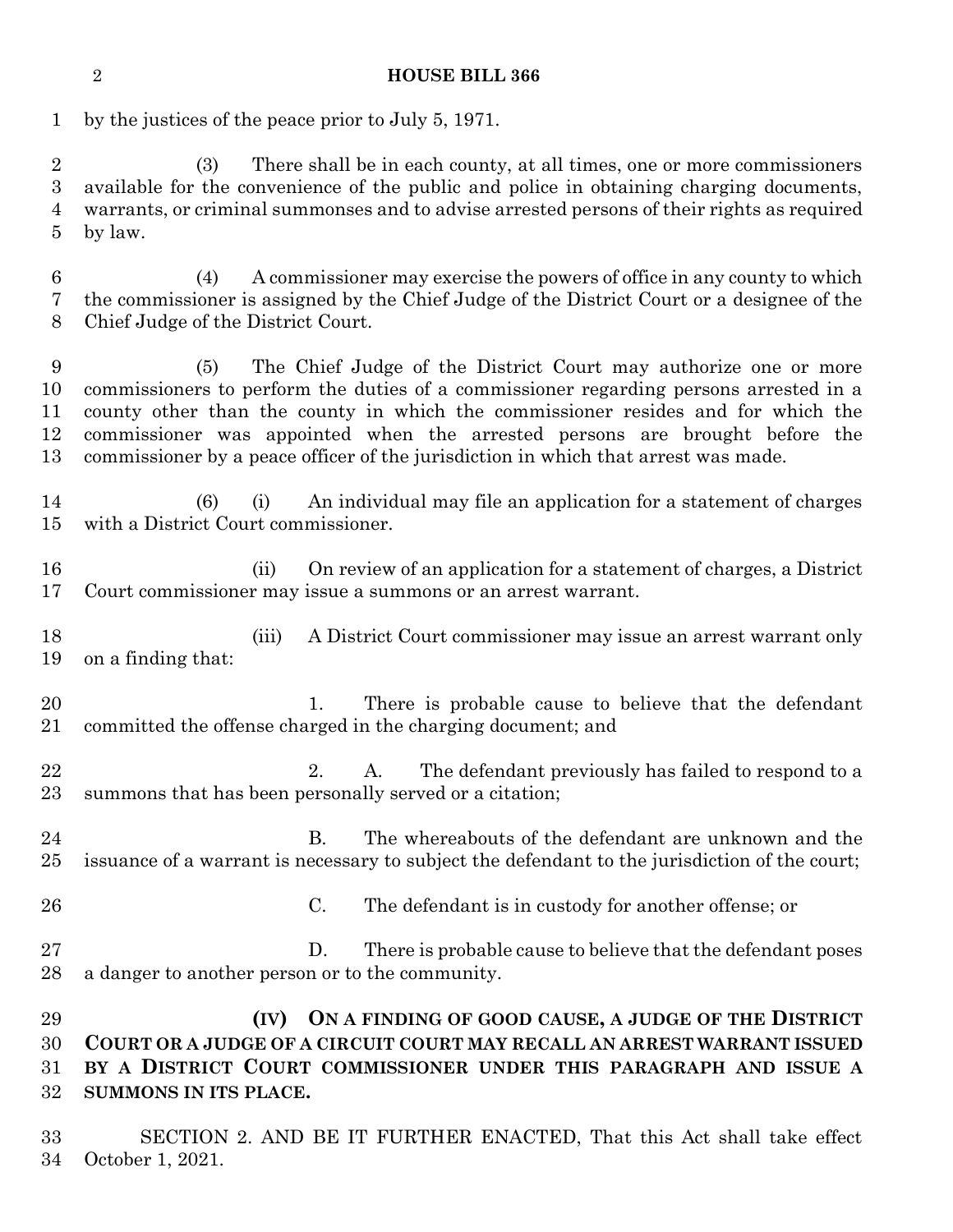by the justices of the peace prior to July 5, 1971.

(3) There shall be in each county, at all times, one or more commissioners available for the convenience of the public and police in obtaining charging documents, warrants, or criminal summonses and to advise arrested persons of their rights as required by law.

(4) A commissioner may exercise the powers of office in any county to which the commissioner is assigned by the Chief Judge of the District Court or a designee of the Chief Judge of the District Court.

(5) The Chief Judge of the District Court may authorize one or more commissioners to perform the duties of a commissioner regarding persons arrested in a county other than the county in which the commissioner resides and for which the commissioner was appointed when the arrested persons are brought before the commissioner by a peace officer of the jurisdiction in which that arrest was made.

(6) (i) An individual may file an application for a statement of charges with a District Court commissioner.

(ii) On review of an application for a statement of charges, a District Court commissioner may issue a summons or an arrest warrant.

(iii) A District Court commissioner may issue an arrest warrant only on a finding that:

1. There is probable cause to believe that the defendant committed the offense charged in the charging document; and

2. A. The defendant previously has failed to respond to a summons that has been personally served or a citation;

B. The whereabouts of the defendant are unknown and the issuance of a warrant is necessary to subject the defendant to the jurisdiction of the court;

C. The defendant is in custody for another offense; or

D. There is probable cause to believe that the defendant poses a danger to another person or to the community.

**(IV) ON A FINDING OF GOOD CAUSE, A JUDGE OF THE DISTRICT COURT OR A JUDGE OF A CIRCUIT COURT MAY RECALL AN ARREST WARRANT ISSUED BY A DISTRICT COURT COMMISSIONER UNDER THIS PARAGRAPH AND ISSUE A SUMMONS IN ITS PLACE.**

SECTION 2. AND BE IT FURTHER ENACTED, That this Act shall take effect October 1, 2021.